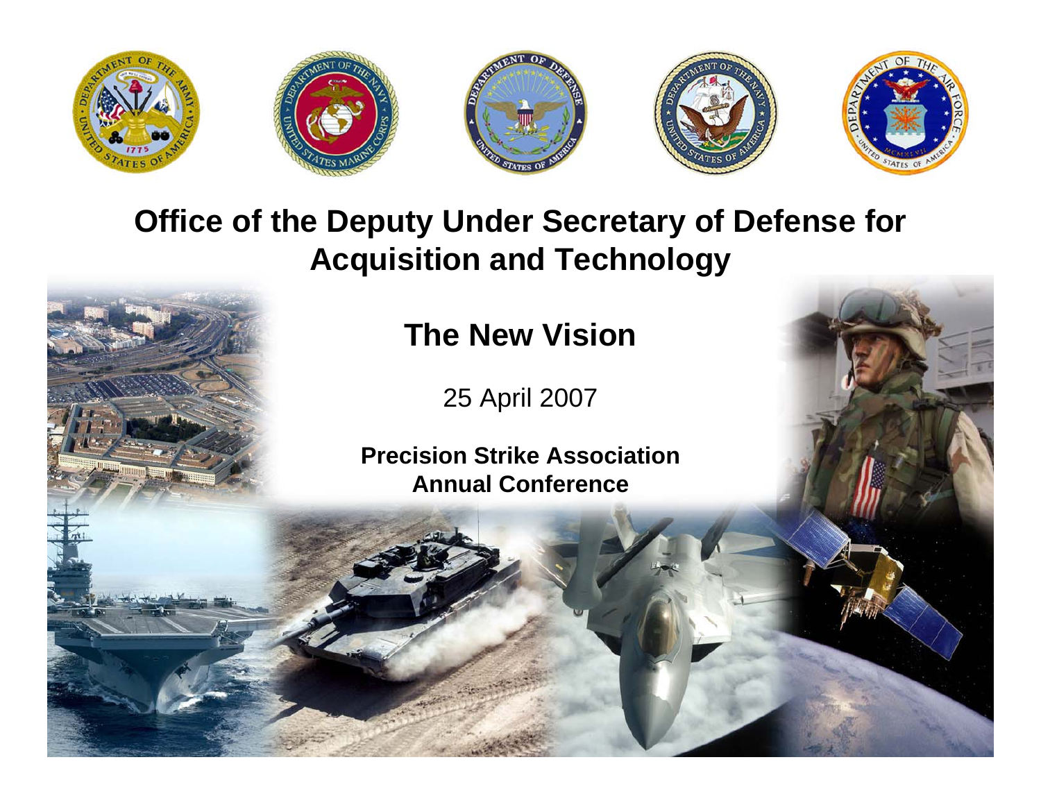# Office of the Deputy Under Secretary of Defense for Acquisition and Technology

## The New Vision

25 April 2007

**Precision Strike Association Annual Conference**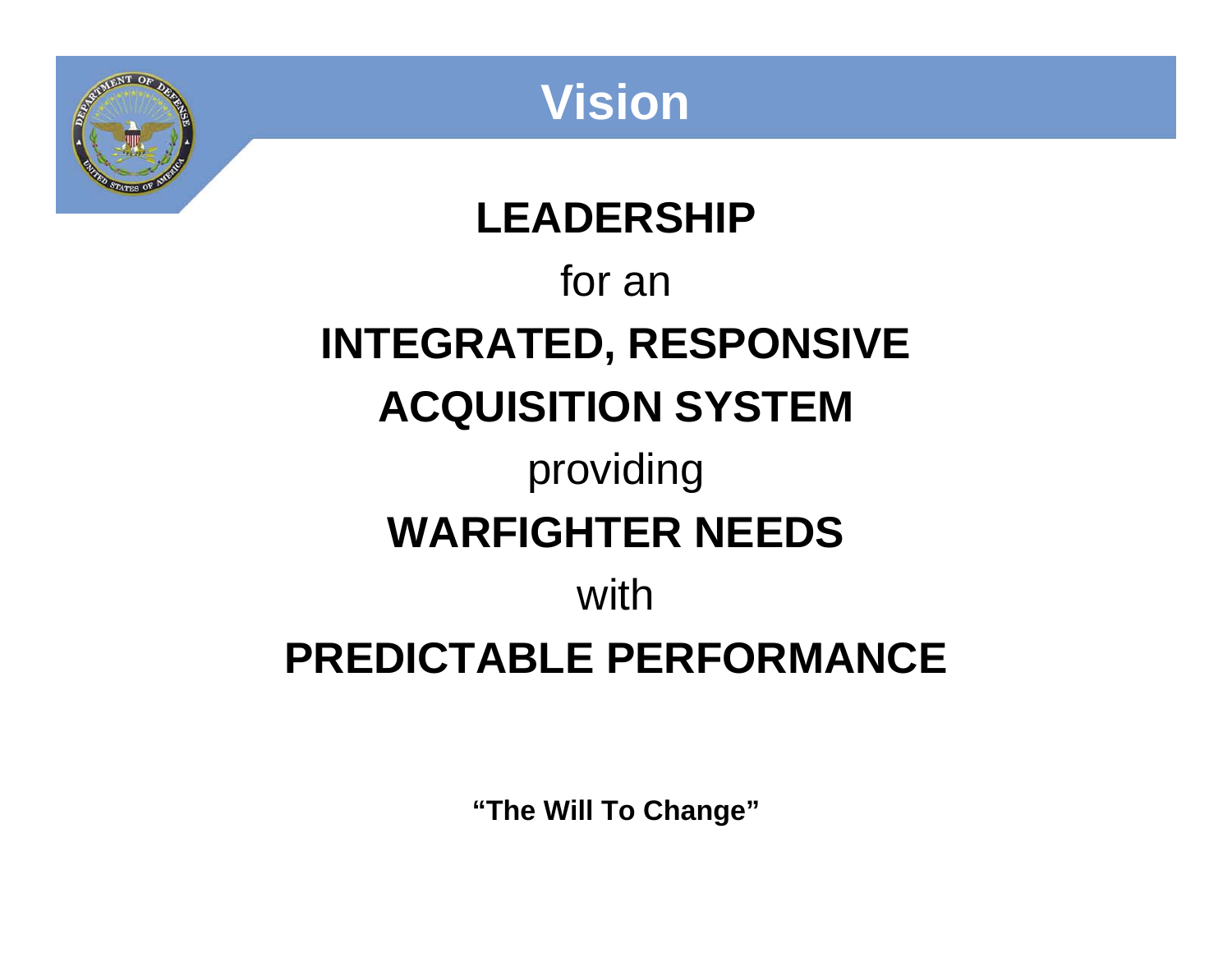# Vision

**LEADERSHIP**

for an

**INTEGRATED, RESPONSIVE ACQUISITION SYSTEM**

providing

**WARFIGHTER NEEDS**

with

**PREDICTABLE PERFORMANCE**

**"The Will To Change"**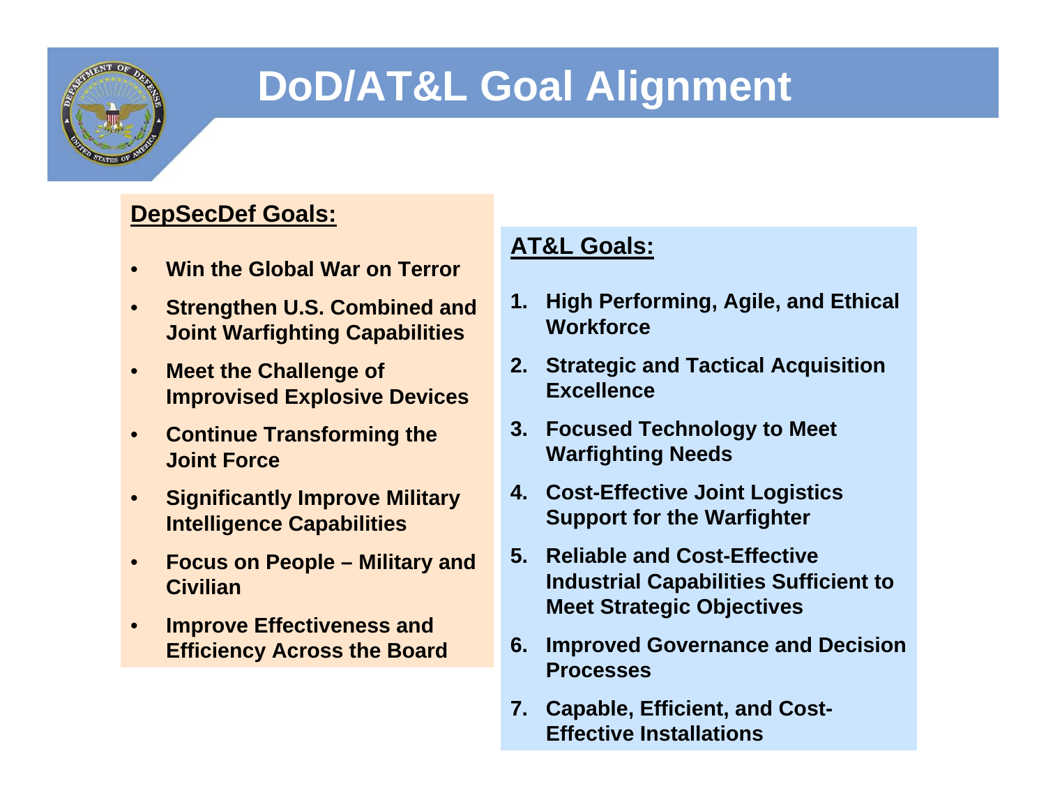# DoD/AT&L Goal Alignment

**DepSecDef Goals:**

- **Win the Global War on Terror**
- **Strengthen U.S. Combined and Joint Warfighting Capabilities**
- **Meet the Challenge of Improvised Explosive Devices**
- **Continue Transforming the Joint Force**
- **Significantly Improve Military Intelligence Capabilities**
- **Focus on People – Military and Civilian**
- **Improve Effectiveness and Efficiency Across the Board**

**AT&L Goals:**

1. **High Performing, Agile, and Ethical Workforce**
2. **Strategic and Tactical Acquisition Excellence**
3. **Focused Technology to Meet Warfighting Needs**
4. **Cost-Effective Joint Logistics Support for the Warfighter**
5. **Reliable and Cost-Effective Industrial Capabilities Sufficient to Meet Strategic Objectives**
6. **Improved Governance and Decision Processes**
7. **Capable, Efficient, and Cost-Effective Installations**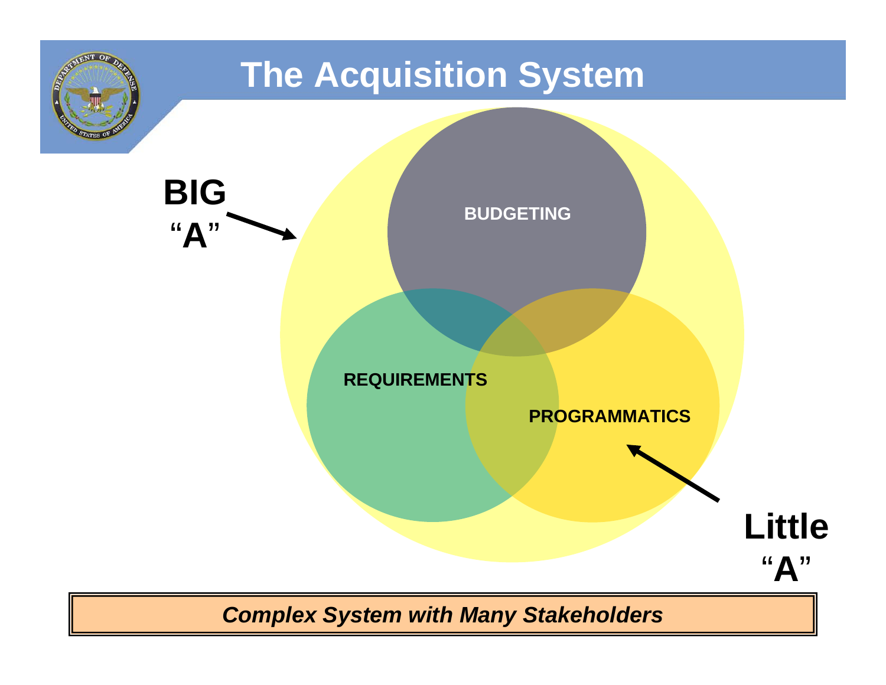# The Acquisition System

BIG "A"

BUDGETING

REQUIREMENTS

PROGRAMMATICS

Little "A"

*Complex System with Many Stakeholders*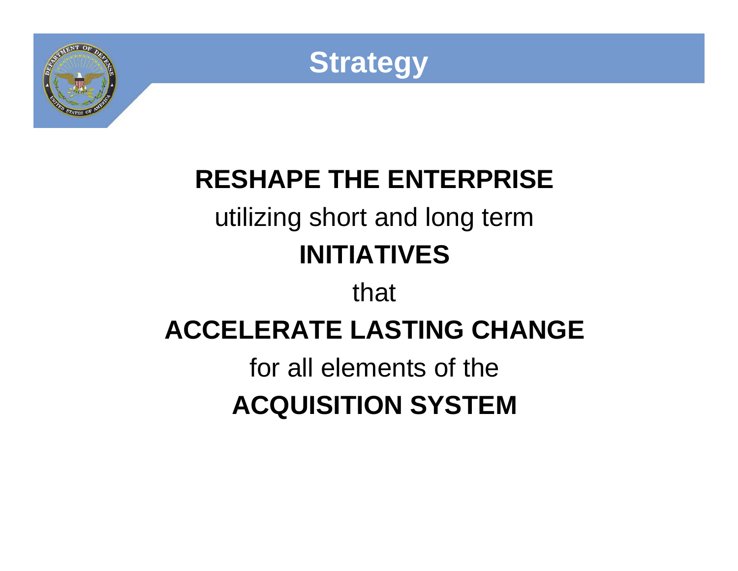# Strategy

**RESHAPE THE ENTERPRISE**

utilizing short and long term

**INITIATIVES**

that

**ACCELERATE LASTING CHANGE**

for all elements of the

**ACQUISITION SYSTEM**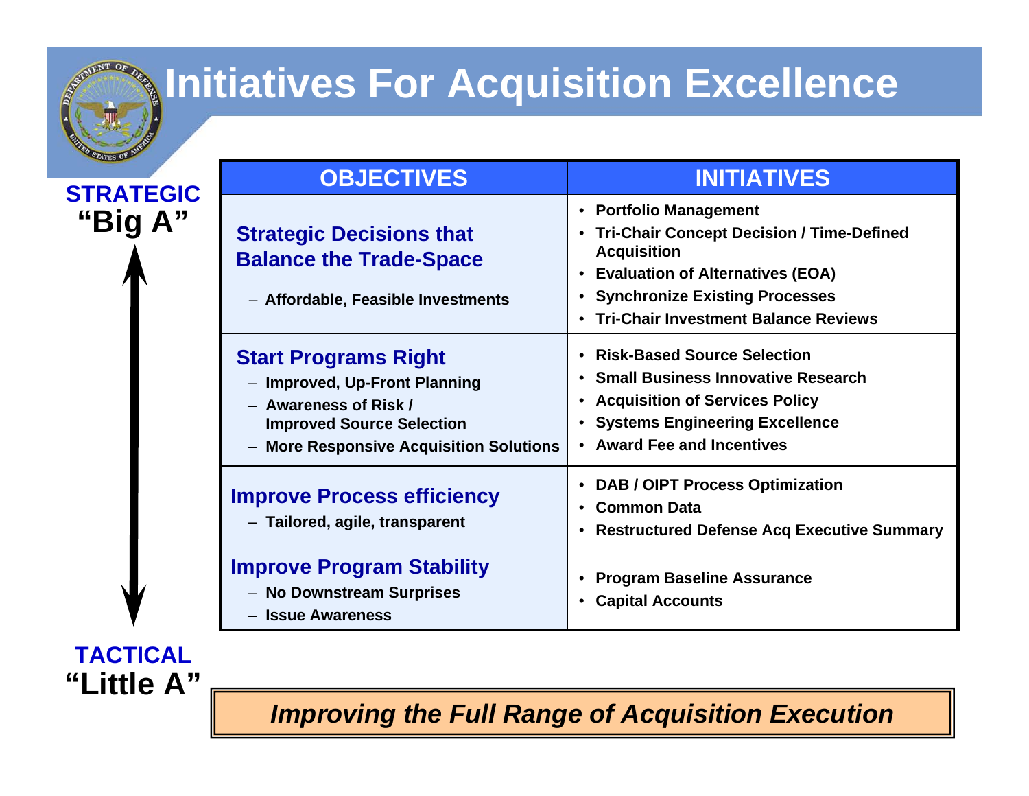# Initiatives For Acquisition Excellence

**STRATEGIC**
**"Big A"**

| OBJECTIVES | INITIATIVES |
|---|---|
| **Strategic Decisions that Balance the Trade-Space**<br>– Affordable, Feasible Investments | • Portfolio Management<br>• Tri-Chair Concept Decision / Time-Defined Acquisition<br>• Evaluation of Alternatives (EOA)<br>• Synchronize Existing Processes<br>• Tri-Chair Investment Balance Reviews |
| **Start Programs Right**<br>– Improved, Up-Front Planning<br>– Awareness of Risk / Improved Source Selection<br>– More Responsive Acquisition Solutions | • Risk-Based Source Selection<br>• Small Business Innovative Research<br>• Acquisition of Services Policy<br>• Systems Engineering Excellence<br>• Award Fee and Incentives |
| **Improve Process efficiency**<br>– Tailored, agile, transparent | • DAB / OIPT Process Optimization<br>• Common Data<br>• Restructured Defense Acq Executive Summary |
| **Improve Program Stability**<br>– No Downstream Surprises<br>– Issue Awareness | • Program Baseline Assurance<br>• Capital Accounts |

**TACTICAL**
**"Little A"**

***Improving the Full Range of Acquisition Execution***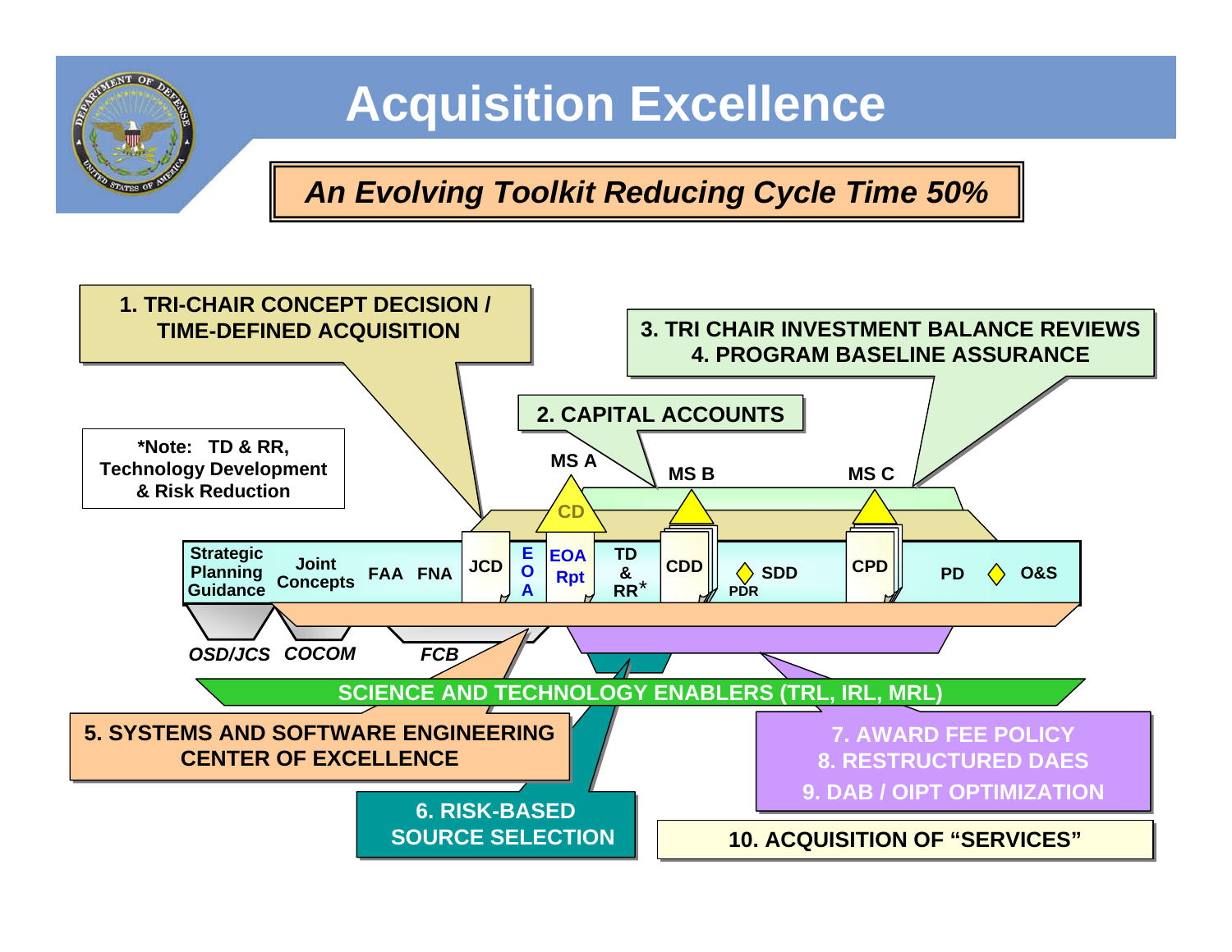# Acquisition Excellence

***An Evolving Toolkit Reducing Cycle Time 50%***

**1. TRI-CHAIR CONCEPT DECISION / TIME-DEFINED ACQUISITION**

**2. CAPITAL ACCOUNTS**

**3. TRI CHAIR INVESTMENT BALANCE REVIEWS**
**4. PROGRAM BASELINE ASSURANCE**

**5. SYSTEMS AND SOFTWARE ENGINEERING CENTER OF EXCELLENCE**

**6. RISK-BASED SOURCE SELECTION**

**7. AWARD FEE POLICY**
**8. RESTRUCTURED DAES**
**9. DAB / OIPT OPTIMIZATION**

**10. ACQUISITION OF "SERVICES"**

**\*Note: TD & RR, Technology Development & Risk Reduction**

MS A — MS B — MS C

CD

Strategic Planning Guidance | Joint Concepts | FAA | FNA | JCD | EOA | EOA Rpt | TD & RR* | CDD | PDR | SDD | CPD | PD | O&S

*OSD/JCS* | *COCOM* | *FCB*

**SCIENCE AND TECHNOLOGY ENABLERS (TRL, IRL, MRL)**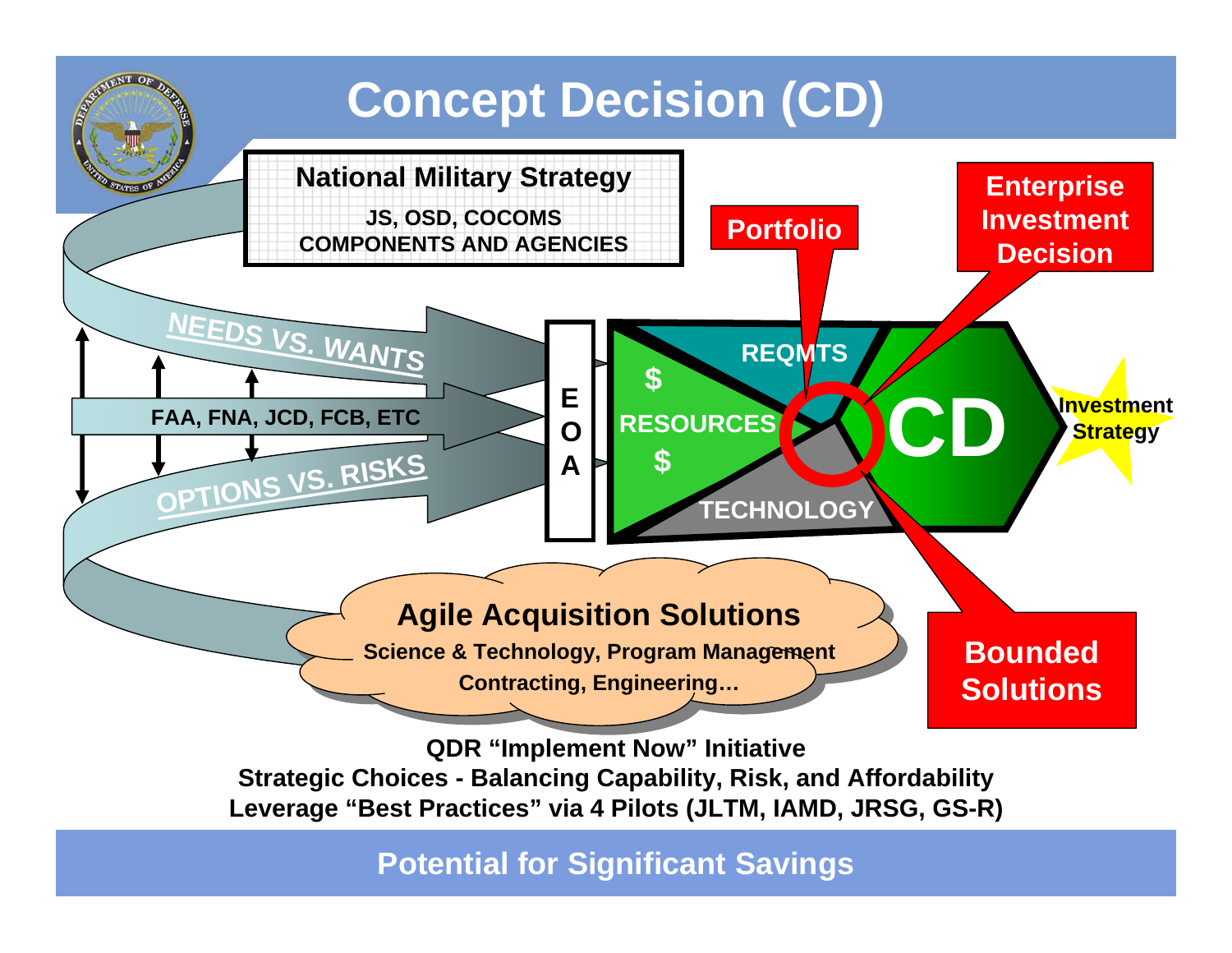# Concept Decision (CD)

National Military Strategy

JS, OSD, COCOMS
COMPONENTS AND AGENCIES

NEEDS VS. WANTS

FAA, FNA, JCD, FCB, ETC

OPTIONS VS. RISKS

E
O
A

$
RESOURCES
$

REQMTS

TECHNOLOGY

CD

Portfolio

Enterprise Investment Decision

Investment Strategy

Bounded Solutions

Agile Acquisition Solutions

Science & Technology, Program Management
Contracting, Engineering…

**QDR "Implement Now" Initiative**
**Strategic Choices - Balancing Capability, Risk, and Affordability**
**Leverage "Best Practices" via 4 Pilots (JLTM, IAMD, JRSG, GS-R)**

**Potential for Significant Savings**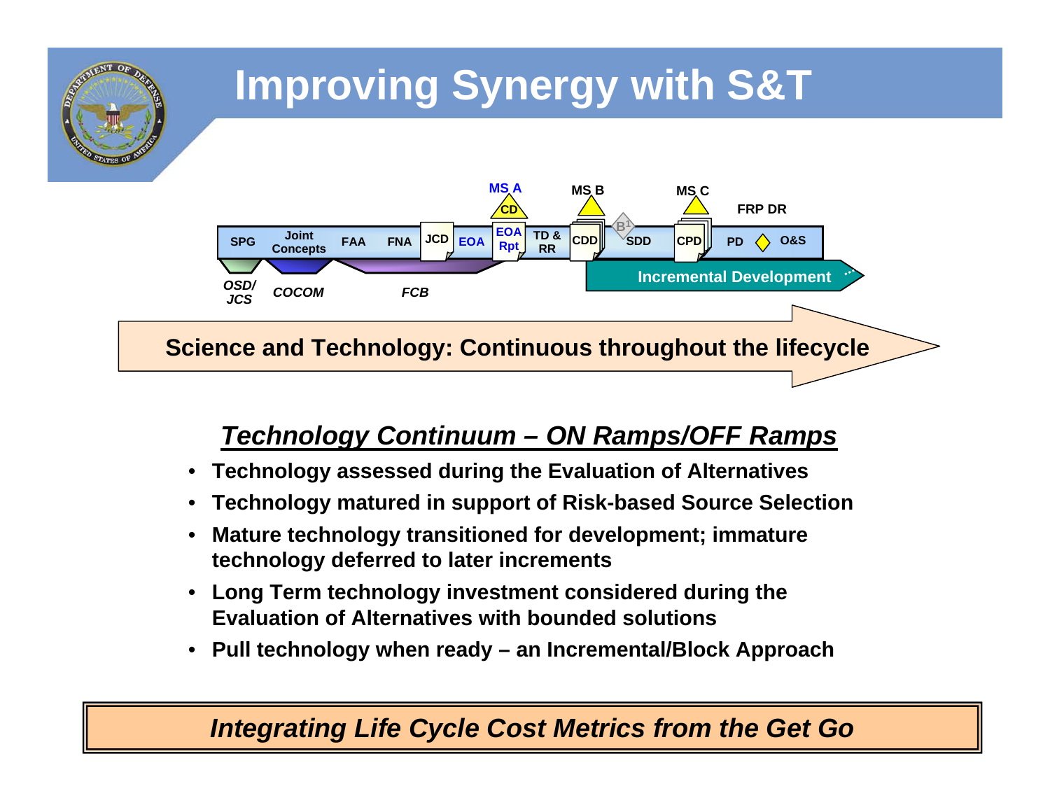# Improving Synergy with S&T

SPG | Joint Concepts | FAA | FNA | JCD | EOA | MS A (CD) | EOA Rpt | TD & RR | MS B | CDD | B[1] | SDD | MS C | CPD | PD | FRP DR | O&S

OSD/JCS | COCOM | FCB

Incremental Development

**Science and Technology: Continuous throughout the lifecycle**

## *Technology Continuum – ON Ramps/OFF Ramps*

- **Technology assessed during the Evaluation of Alternatives**
- **Technology matured in support of Risk-based Source Selection**
- **Mature technology transitioned for development; immature technology deferred to later increments**
- **Long Term technology investment considered during the Evaluation of Alternatives with bounded solutions**
- **Pull technology when ready – an Incremental/Block Approach**

***Integrating Life Cycle Cost Metrics from the Get Go***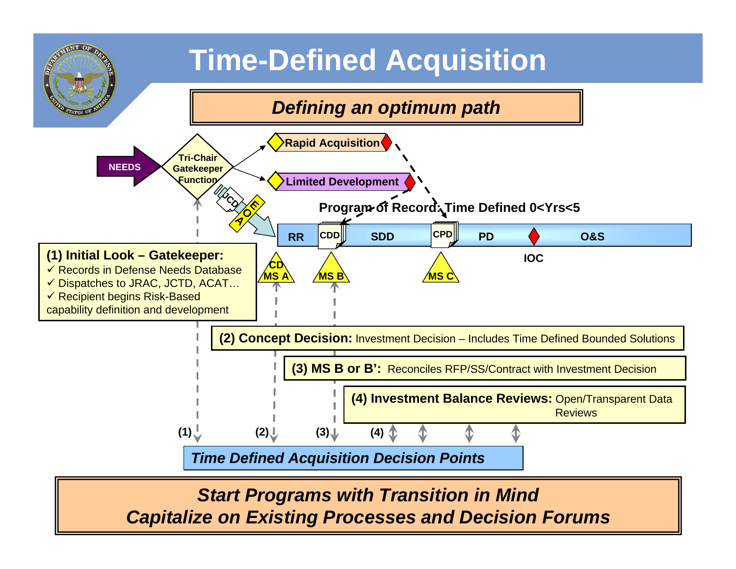# Time-Defined Acquisition

## *Defining an optimum path*

NEEDS → Tri-Chair Gatekeeper Function

- Rapid Acquisition
- Limited Development

JCD · AOE

**Program of Record: Time Defined 0<Yrs<5**

RR | CDD | SDD | CPD | PD | IOC | O&S

CD MS A · MS B · MS C

**(1) Initial Look – Gatekeeper:**
- ✓ Records in Defense Needs Database
- ✓ Dispatches to JRAC, JCTD, ACAT…
- ✓ Recipient begins Risk-Based capability definition and development

**(2) Concept Decision:** Investment Decision – Includes Time Defined Bounded Solutions

**(3) MS B or B':** Reconciles RFP/SS/Contract with Investment Decision

**(4) Investment Balance Reviews:** Open/Transparent Data Reviews

(1) (2) (3) (4)

*Time Defined Acquisition Decision Points*

***Start Programs with Transition in Mind***
***Capitalize on Existing Processes and Decision Forums***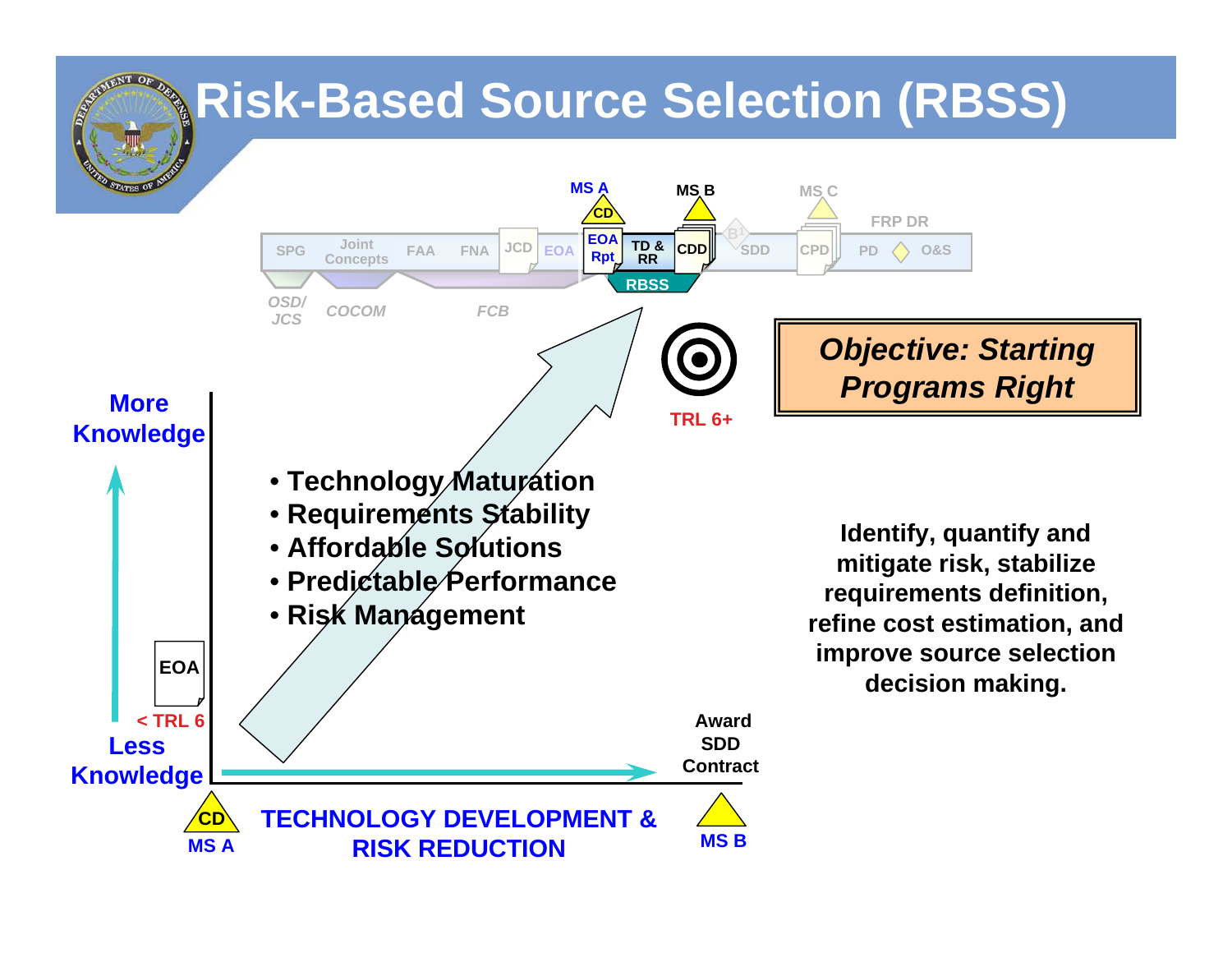# Risk-Based Source Selection (RBSS)

MS A — CD — MS B — MS C — FRP DR

SPG | Joint Concepts | FAA | FNA | JCD | EOA | EOA Rpt | TD & RR | CDD | B[1] | SDD | CPD | PD | O&S

RBSS

OSD/JCS — COCOM — FCB

TRL 6+

**Objective: Starting Programs Right**

More Knowledge

Less Knowledge

EOA

< TRL 6

- Technology Maturation
- Requirements Stability
- Affordable Solutions
- Predictable Performance
- Risk Management

Award SDD Contract

CD — MS A

**TECHNOLOGY DEVELOPMENT & RISK REDUCTION**

MS B

**Identify, quantify and mitigate risk, stabilize requirements definition, refine cost estimation, and improve source selection decision making.**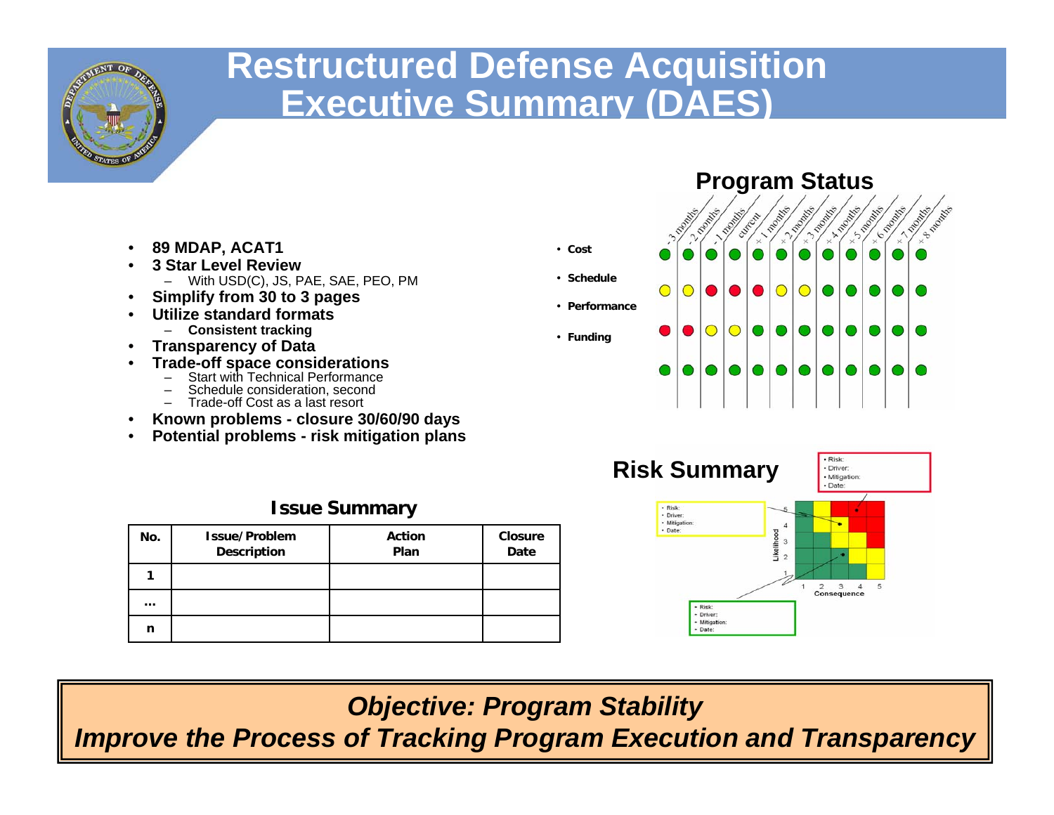# Restructured Defense Acquisition Executive Summary (DAES)

- **89 MDAP, ACAT1**
- **3 Star Level Review**
  - With USD(C), JS, PAE, SAE, PEO, PM
- **Simplify from 30 to 3 pages**
- **Utilize standard formats**
  - **Consistent tracking**
- **Transparency of Data**
- **Trade-off space considerations**
  - Start with Technical Performance
  - Schedule consideration, second
  - Trade-off Cost as a last resort
- **Known problems - closure 30/60/90 days**
- **Potential problems - risk mitigation plans**

## Program Status

| | -3 months | -2 months | -1 months | current | +1 months | +2 months | +3 months | +4 months | +5 months | +6 months | +7 months | +8 months |
|---|---|---|---|---|---|---|---|---|---|---|---|---|
| Cost | Green | Green | Green | Green | Green | Green | Green | Green | Green | Green | Green | Green |
| Schedule | Yellow | Yellow | Red | Red | Red | Yellow | Yellow | Green | Green | Green | Green | Green |
| Performance | Red | Red | Yellow | Yellow | Green | Green | Green | Green | Green | Green | Green | Green |
| Funding | Green | Green | Green | Green | Green | Green | Green | Green | Green | Green | Green | Green |

## Risk Summary

- Risk:
- Driver:
- Mitigation:
- Date:

Likelihood (1–5) / Consequence (1–5)

## Issue Summary

| No. | Issue/Problem Description | Action Plan | Closure Date |
|---|---|---|---|
| 1 | | | |
| ... | | | |
| n | | | |

***Objective: Program Stability***

***Improve the Process of Tracking Program Execution and Transparency***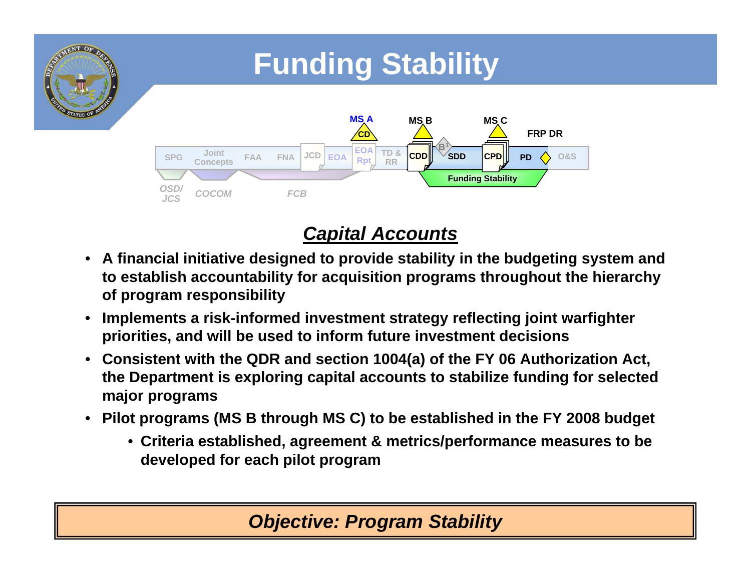# Funding Stability

MS A — CD | MS B | MS C | FRP DR

SPG | Joint Concepts | FAA | FNA | JCD | EOA | EOA Rpt | TD & RR | CDD | B[1] | SDD | CPD | PD | O&S

OSD/JCS | COCOM | FCB | Funding Stability

## *Capital Accounts*

- **A financial initiative designed to provide stability in the budgeting system and to establish accountability for acquisition programs throughout the hierarchy of program responsibility**
- **Implements a risk-informed investment strategy reflecting joint warfighter priorities, and will be used to inform future investment decisions**
- **Consistent with the QDR and section 1004(a) of the FY 06 Authorization Act, the Department is exploring capital accounts to stabilize funding for selected major programs**
- **Pilot programs (MS B through MS C) to be established in the FY 2008 budget**
  - **Criteria established, agreement & metrics/performance measures to be developed for each pilot program**

***Objective: Program Stability***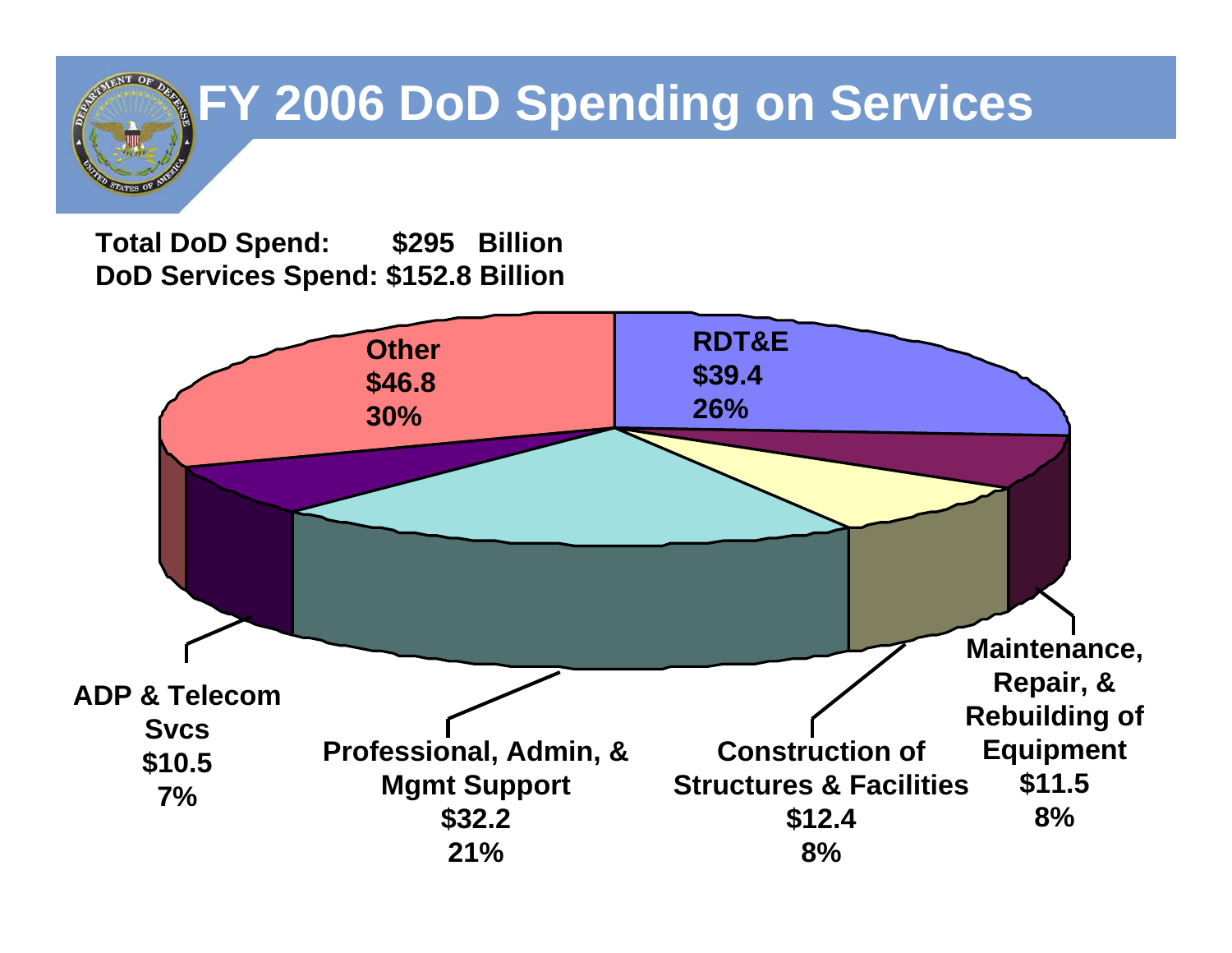# FY 2006 DoD Spending on Services

**Total DoD Spend: $295 Billion**
**DoD Services Spend: $152.8 Billion**

| Category | Amount ($ Billion) | Percent |
|---|---|---|
| Other | $46.8 | 30% |
| RDT&E | $39.4 | 26% |
| Professional, Admin, & Mgmt Support | $32.2 | 21% |
| Construction of Structures & Facilities | $12.4 | 8% |
| Maintenance, Repair, & Rebuilding of Equipment | $11.5 | 8% |
| ADP & Telecom Svcs | $10.5 | 7% |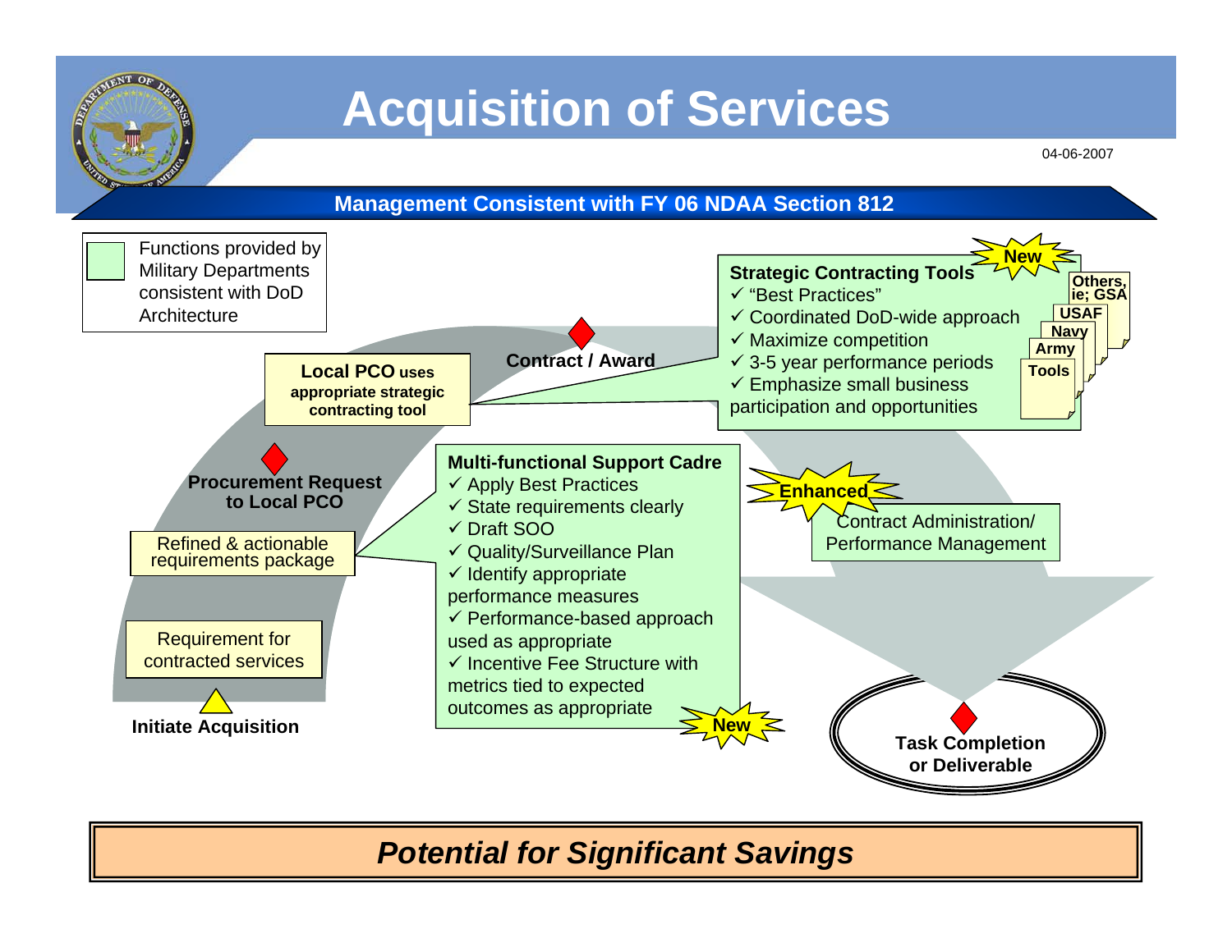# Acquisition of Services

04-06-2007

## Management Consistent with FY 06 NDAA Section 812

Functions provided by Military Departments consistent with DoD Architecture

**Initiate Acquisition**

Requirement for contracted services

Refined & actionable requirements package

**Procurement Request to Local PCO**

**Local PCO uses appropriate strategic contracting tool**

**Contract / Award**

**Strategic Contracting Tools** — New

- ✓ "Best Practices"
- ✓ Coordinated DoD-wide approach
- ✓ Maximize competition
- ✓ 3-5 year performance periods
- ✓ Emphasize small business participation and opportunities

**Tools** | **Army** | **Navy** | **USAF** | **Others, ie; GSA**

**Multi-functional Support Cadre** — New

- ✓ Apply Best Practices
- ✓ State requirements clearly
- ✓ Draft SOO
- ✓ Quality/Surveillance Plan
- ✓ Identify appropriate performance measures
- ✓ Performance-based approach used as appropriate
- ✓ Incentive Fee Structure with metrics tied to expected outcomes as appropriate

**Enhanced** — Contract Administration/ Performance Management

**Task Completion or Deliverable**

***Potential for Significant Savings***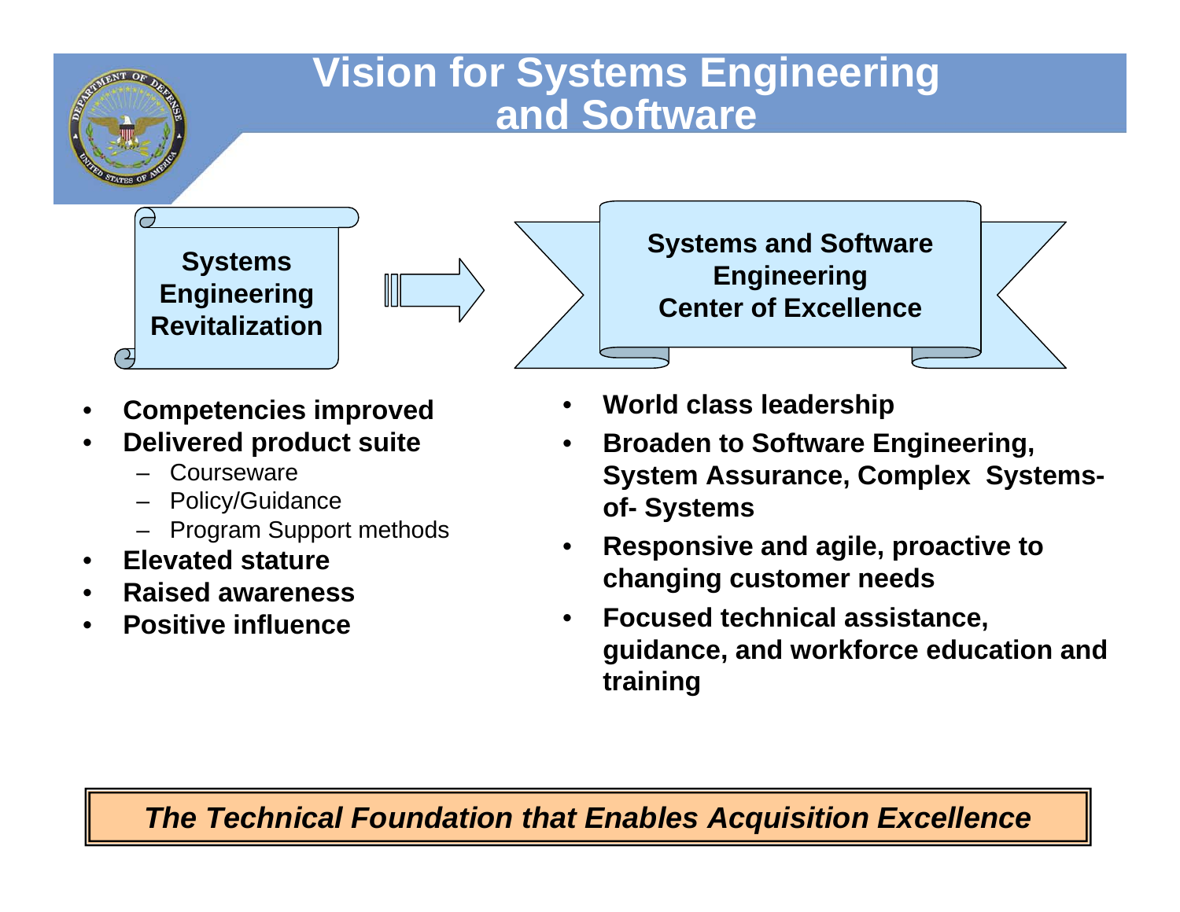# Vision for Systems Engineering and Software

**Systems Engineering Revitalization** → **Systems and Software Engineering Center of Excellence**

- **Competencies improved**
- **Delivered product suite**
  - Courseware
  - Policy/Guidance
  - Program Support methods
- **Elevated stature**
- **Raised awareness**
- **Positive influence**

- **World class leadership**
- **Broaden to Software Engineering, System Assurance, Complex Systems-of- Systems**
- **Responsive and agile, proactive to changing customer needs**
- **Focused technical assistance, guidance, and workforce education and training**

***The Technical Foundation that Enables Acquisition Excellence***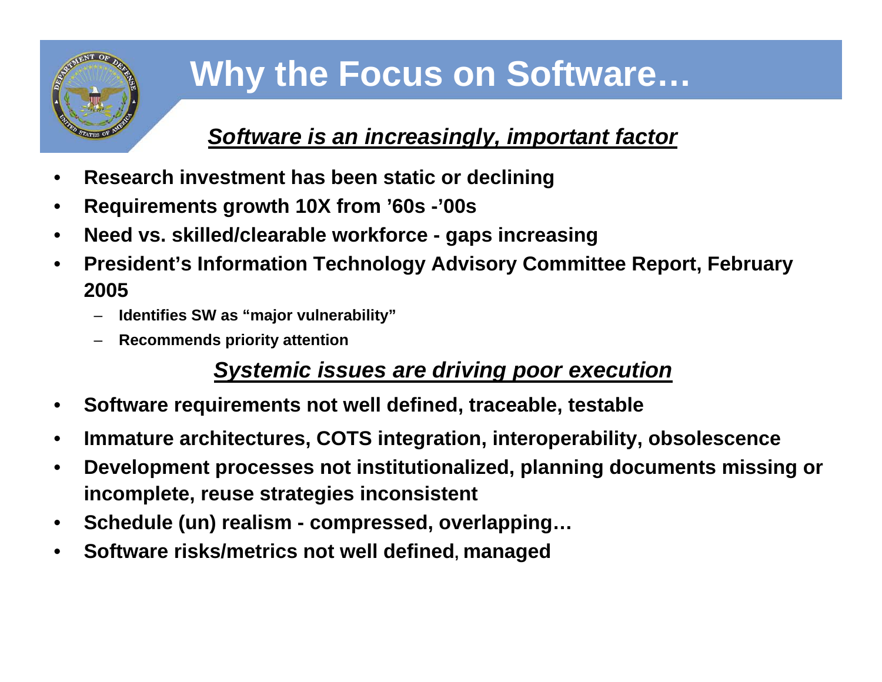# Why the Focus on Software…

***Software is an increasingly, important factor***

- **Research investment has been static or declining**
- **Requirements growth 10X from '60s -'00s**
- **Need vs. skilled/clearable workforce - gaps increasing**
- **President's Information Technology Advisory Committee Report, February 2005**
  - **Identifies SW as "major vulnerability"**
  - **Recommends priority attention**

***Systemic issues are driving poor execution***

- **Software requirements not well defined, traceable, testable**
- **Immature architectures, COTS integration, interoperability, obsolescence**
- **Development processes not institutionalized, planning documents missing or incomplete, reuse strategies inconsistent**
- **Schedule (un) realism - compressed, overlapping…**
- **Software risks/metrics not well defined, managed**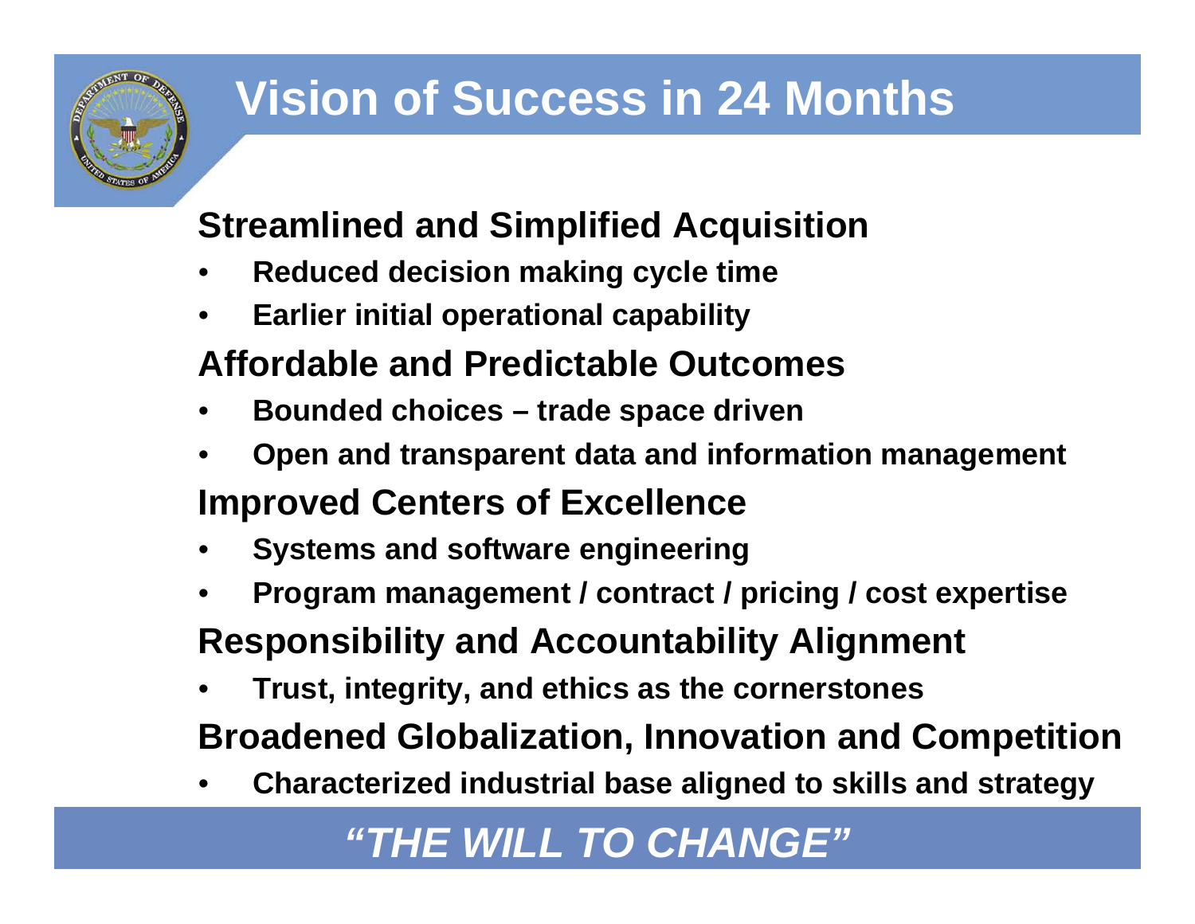# Vision of Success in 24 Months

## Streamlined and Simplified Acquisition

- **Reduced decision making cycle time**
- **Earlier initial operational capability**

## Affordable and Predictable Outcomes

- **Bounded choices – trade space driven**
- **Open and transparent data and information management**

## Improved Centers of Excellence

- **Systems and software engineering**
- **Program management / contract / pricing / cost expertise**

## Responsibility and Accountability Alignment

- **Trust, integrity, and ethics as the cornerstones**

## Broadened Globalization, Innovation and Competition

- **Characterized industrial base aligned to skills and strategy**

***"THE WILL TO CHANGE"***